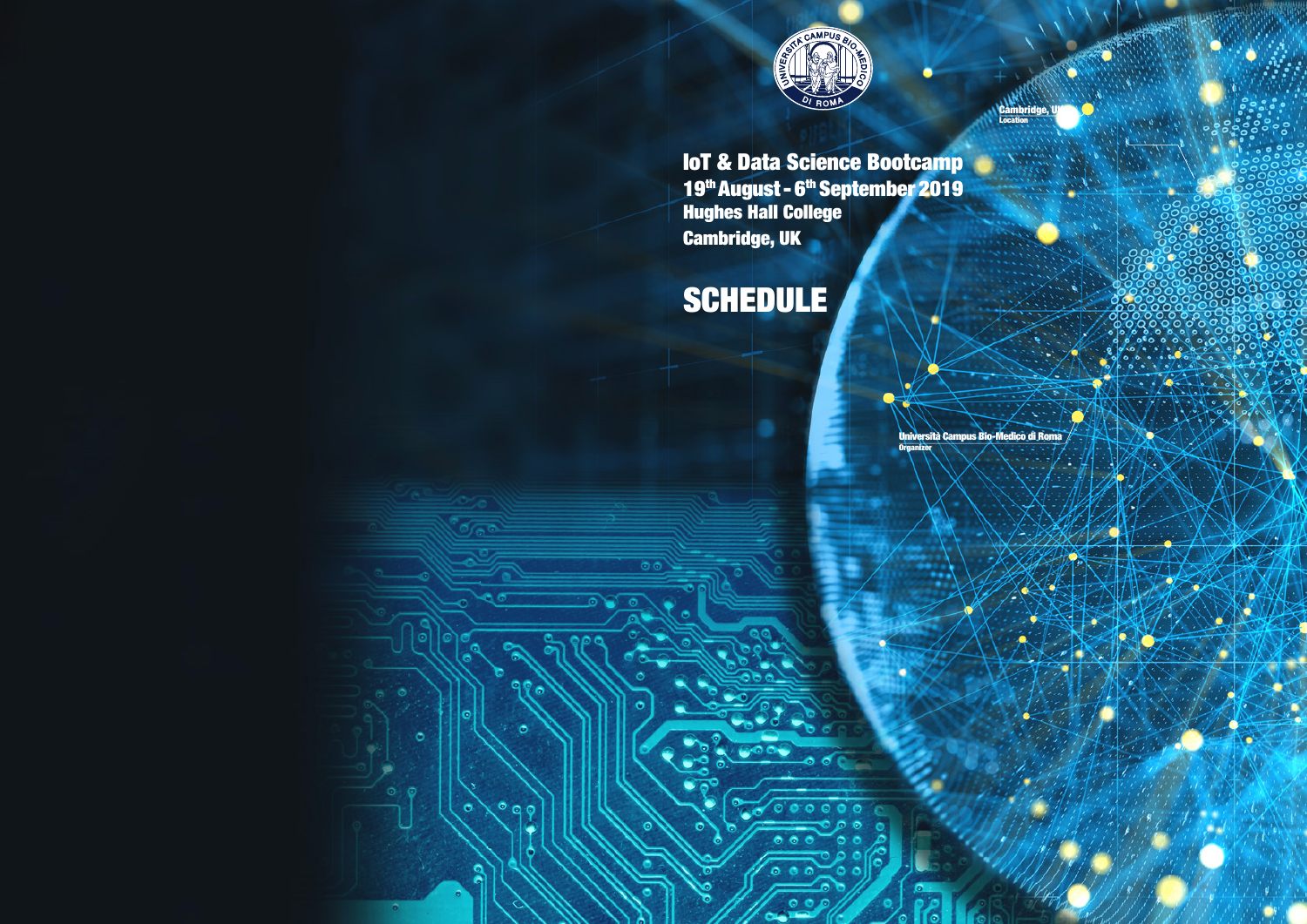UNIVERSITA' CAMPUS BIO-MEDICO DI ROMA

# IoT & Data Science Bootcamp

**19th August - 6th September 2019**

**Hughes Hall College**

**Cambridge, UK**

## SCHEDULE

**Cambridge, UK**
Location

**Università Campus Bio-Medico di Roma**
Organizer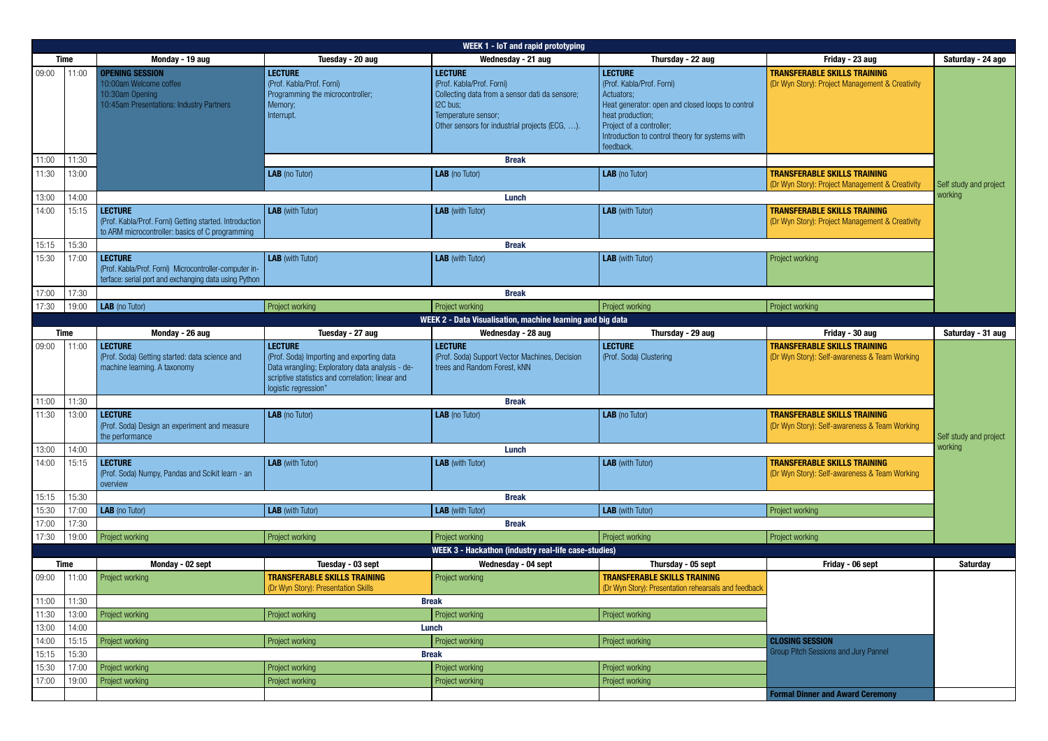## WEEK 1 - IoT and rapid prototyping

| Time | | Monday - 19 aug | Tuesday - 20 aug | Wednesday - 21 aug | Thursday - 22 aug | Friday - 23 aug | Saturday - 24 ago |
|---|---|---|---|---|---|---|---|
| 09:00 | 11:00 | **OPENING SESSION** 10:00am Welcome coffee 10:30am Opening 10:45am Presentations: Industry Partners | **LECTURE** (Prof. Kabla/Prof. Forni) Programming the microcontroller; Memory; Interrupt. | **LECTURE** (Prof. Kabla/Prof. Forni) Collecting data from a sensor dati da sensore; I2C bus; Temperature sensor; Other sensors for industrial projects (ECG, …). | **LECTURE** (Prof. Kabla/Prof. Forni) Actuators; Heat generator: open and closed loops to control heat production; Project of a controller; Introduction to control theory for systems with feedback. | **TRANSFERABLE SKILLS TRAINING** (Dr Wyn Story): Project Management & Creativity | Self study and project working |
| 11:00 | 11:30 | | Break | | | | |
| 11:30 | 13:00 | | **LAB** (no Tutor) | **LAB** (no Tutor) | **LAB** (no Tutor) | **TRANSFERABLE SKILLS TRAINING** (Dr Wyn Story): Project Management & Creativity | |
| 13:00 | 14:00 | Lunch | | | | | |
| 14:00 | 15:15 | **LECTURE** (Prof. Kabla/Prof. Forni) Getting started. Introduction to ARM microcontroller: basics of C programming | **LAB** (with Tutor) | **LAB** (with Tutor) | **LAB** (with Tutor) | **TRANSFERABLE SKILLS TRAINING** (Dr Wyn Story): Project Management & Creativity | |
| 15:15 | 15:30 | Break | | | | | |
| 15:30 | 17:00 | **LECTURE** (Prof. Kabla/Prof. Forni) Microcontroller-computer interface: serial port and exchanging data using Python | **LAB** (with Tutor) | **LAB** (with Tutor) | **LAB** (with Tutor) | Project working | |
| 17:00 | 17:30 | Break | | | | | |
| 17:30 | 19:00 | **LAB** (no Tutor) | Project working | Project working | Project working | Project working | |

## WEEK 2 - Data Visualisation, machine learning and big data

| Time | | Monday - 26 aug | Tuesday - 27 aug | Wednesday - 28 aug | Thursday - 29 aug | Friday - 30 aug | Saturday - 31 aug |
|---|---|---|---|---|---|---|---|
| 09:00 | 11:00 | **LECTURE** (Prof. Soda) Getting started: data science and machine learning. A taxonomy | **LECTURE** (Prof. Soda) Importing and exporting data Data wrangling; Exploratory data analysis - descriptive statistics and correlation; linear and logistic regression" | **LECTURE** (Prof. Soda) Support Vector Machines, Decision trees and Random Forest, kNN | **LECTURE** (Prof. Soda) Clustering | **TRANSFERABLE SKILLS TRAINING** (Dr Wyn Story): Self-awareness & Team Working | Self study and project working |
| 11:00 | 11:30 | Break | | | | | |
| 11:30 | 13:00 | **LECTURE** (Prof. Soda) Design an experiment and measure the performance | **LAB** (no Tutor) | **LAB** (no Tutor) | **LAB** (no Tutor) | **TRANSFERABLE SKILLS TRAINING** (Dr Wyn Story): Self-awareness & Team Working | |
| 13:00 | 14:00 | Lunch | | | | | |
| 14:00 | 15:15 | **LECTURE** (Prof. Soda) Numpy, Pandas and Scikit learn - an overview | **LAB** (with Tutor) | **LAB** (with Tutor) | **LAB** (with Tutor) | **TRANSFERABLE SKILLS TRAINING** (Dr Wyn Story): Self-awareness & Team Working | |
| 15:15 | 15:30 | Break | | | | | |
| 15:30 | 17:00 | **LAB** (no Tutor) | **LAB** (with Tutor) | **LAB** (with Tutor) | **LAB** (with Tutor) | Project working | |
| 17:00 | 17:30 | Break | | | | | |
| 17:30 | 19:00 | Project working | Project working | Project working | Project working | Project working | |

## WEEK 3 - Hackathon (industry real-life case-studies)

| Time | | Monday - 02 sept | Tuesday - 03 sept | Wednesday - 04 sept | Thursday - 05 sept | Friday - 06 sept | Saturday |
|---|---|---|---|---|---|---|---|
| 09:00 | 11:00 | Project working | **TRANSFERABLE SKILLS TRAINING** (Dr Wyn Story): Presentation Skills | Project working | **TRANSFERABLE SKILLS TRAINING** (Dr Wyn Story): Presentation rehearsals and feedback | | |
| 11:00 | 11:30 | Break | | | | | |
| 11:30 | 13:00 | Project working | Project working | Project working | Project working | | |
| 13:00 | 14:00 | Lunch | | | | | |
| 14:00 | 15:15 | Project working | Project working | Project working | Project working | **CLOSING SESSION** Group Pitch Sessions and Jury Pannel | |
| 15:15 | 15:30 | Break | | | | | |
| 15:30 | 17:00 | Project working | Project working | Project working | Project working | | |
| 17:00 | 19:00 | Project working | Project working | Project working | Project working | | |
| | | | | | | **Formal Dinner and Award Ceremony** | |